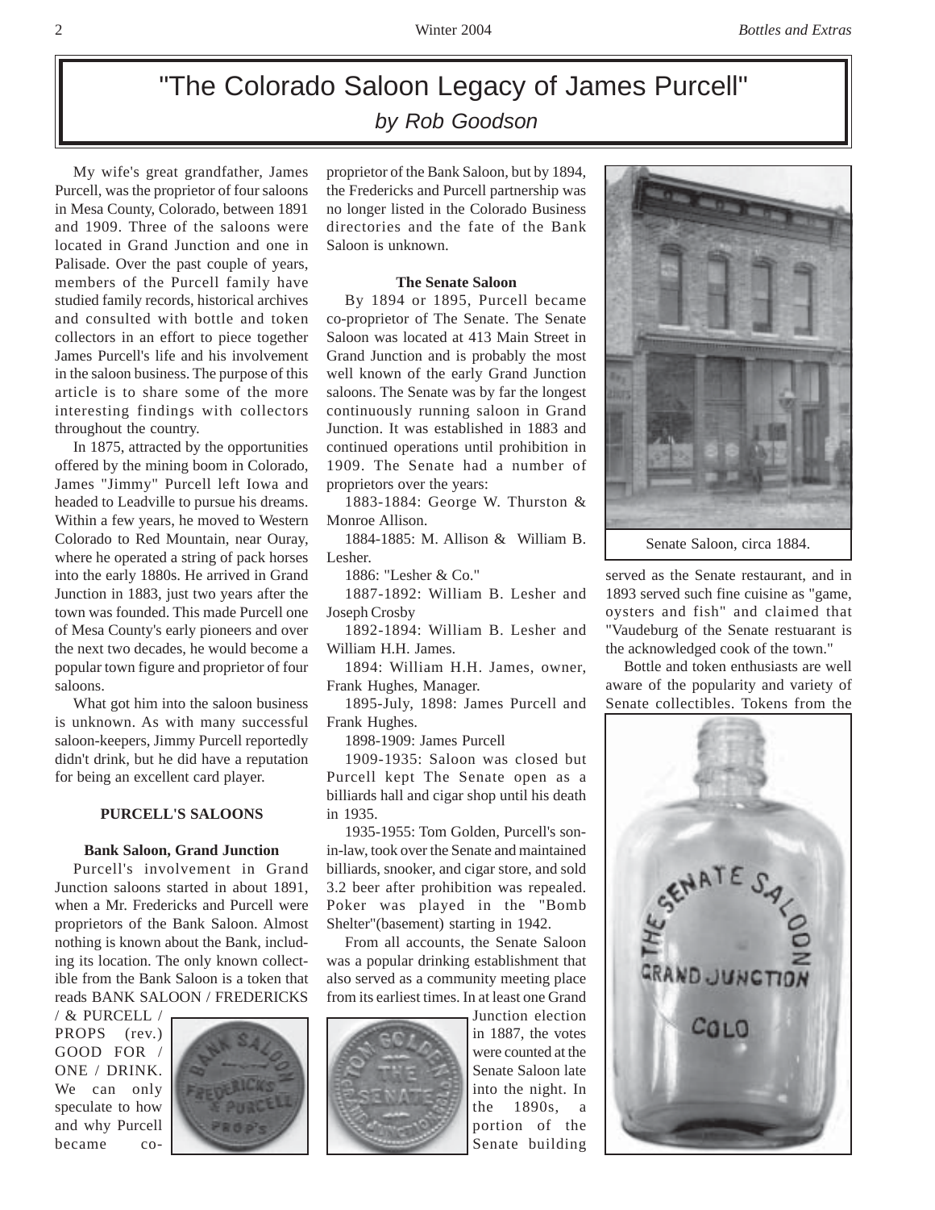# "The Colorado Saloon Legacy of James Purcell"

*by Rob Goodson*

My wife's great grandfather, James Purcell, was the proprietor of four saloons in Mesa County, Colorado, between 1891 and 1909. Three of the saloons were located in Grand Junction and one in Palisade. Over the past couple of years, members of the Purcell family have studied family records, historical archives and consulted with bottle and token collectors in an effort to piece together James Purcell's life and his involvement in the saloon business. The purpose of this article is to share some of the more interesting findings with collectors throughout the country.

In 1875, attracted by the opportunities offered by the mining boom in Colorado, James "Jimmy" Purcell left Iowa and headed to Leadville to pursue his dreams. Within a few years, he moved to Western Colorado to Red Mountain, near Ouray, where he operated a string of pack horses into the early 1880s. He arrived in Grand Junction in 1883, just two years after the town was founded. This made Purcell one of Mesa County's early pioneers and over the next two decades, he would become a popular town figure and proprietor of four saloons.

What got him into the saloon business is unknown. As with many successful saloon-keepers, Jimmy Purcell reportedly didn't drink, but he did have a reputation for being an excellent card player.

## PURCELL'S SALOONS

### Bank Saloon, Grand Junction

Purcell's involvement in Grand Junction saloons started in about 1891, when a Mr. Fredericks and Purcell were proprietors of the Bank Saloon. Almost nothing is known about the Bank, including its location. The only known collectible from the Bank Saloon is a token that reads BANK SALOON / FREDERICKS / & PURCELL / PROPS (rev.) GOOD FOR / ONE / DRINK. We can only speculate to how and why Purcell became co-proprietor of the Bank Saloon, but by 1894, the Fredericks and Purcell partnership was no longer listed in the Colorado Business directories and the fate of the Bank Saloon is unknown.

### The Senate Saloon

By 1894 or 1895, Purcell became co-proprietor of The Senate. The Senate Saloon was located at 413 Main Street in Grand Junction and is probably the most well known of the early Grand Junction saloons. The Senate was by far the longest continuously running saloon in Grand Junction. It was established in 1883 and continued operations until prohibition in 1909. The Senate had a number of proprietors over the years:

1883-1884: George W. Thurston & Monroe Allison.

1884-1885: M. Allison & William B. Lesher.

1886: "Lesher & Co."

1887-1892: William B. Lesher and Joseph Crosby

1892-1894: William B. Lesher and William H.H. James.

1894: William H.H. James, owner, Frank Hughes, Manager.

1895-July, 1898: James Purcell and Frank Hughes.

1898-1909: James Purcell

1909-1935: Saloon was closed but Purcell kept The Senate open as a billiards hall and cigar shop until his death in 1935.

1935-1955: Tom Golden, Purcell's son-in-law, took over the Senate and maintained billiards, snooker, and cigar store, and sold 3.2 beer after prohibition was repealed. Poker was played in the "Bomb Shelter"(basement) starting in 1942.

From all accounts, the Senate Saloon was a popular drinking establishment that also served as a community meeting place from its earliest times. In at least one Grand Junction election in 1887, the votes were counted at the Senate Saloon late into the night. In the 1890s, a portion of the Senate building served as the Senate restaurant, and in 1893 served such fine cuisine as "game, oysters and fish" and claimed that "Vaudeburg of the Senate restuarant is the acknowledged cook of the town."

Senate Saloon, circa 1884.

Bottle and token enthusiasts are well aware of the popularity and variety of Senate collectibles. Tokens from the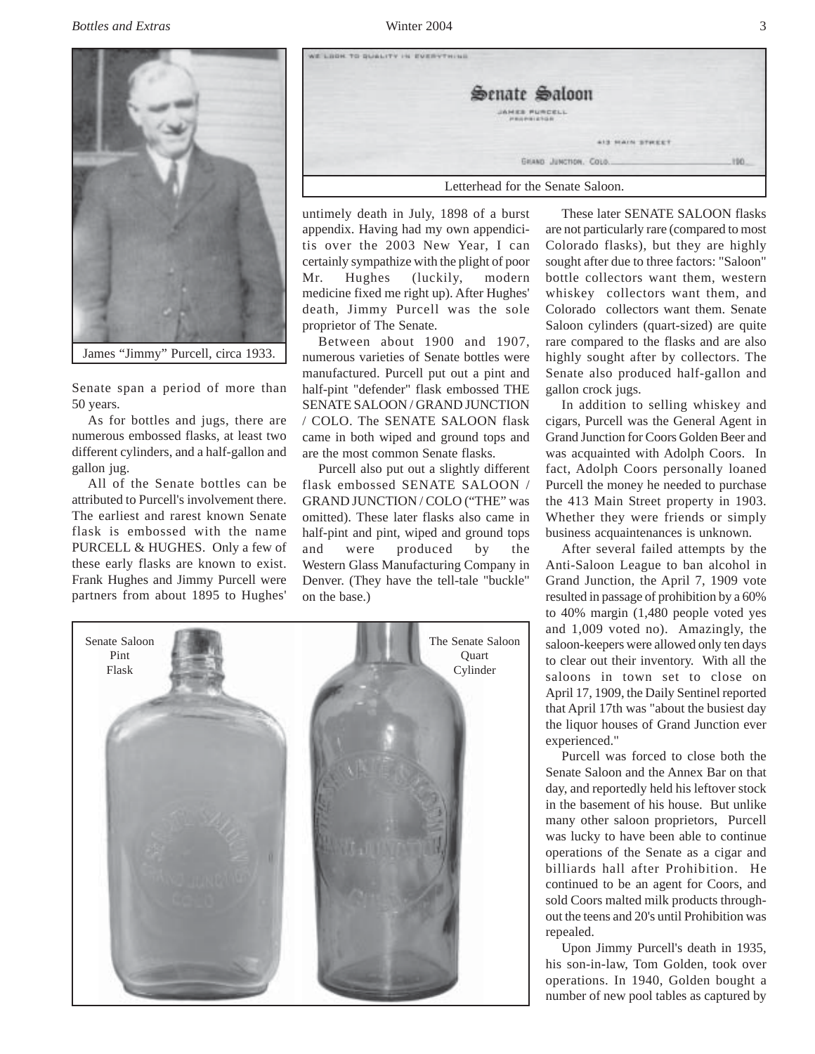James "Jimmy" Purcell, circa 1933.

Letterhead for the Senate Saloon.

Senate span a period of more than 50 years.

As for bottles and jugs, there are numerous embossed flasks, at least two different cylinders, and a half-gallon and gallon jug.

All of the Senate bottles can be attributed to Purcell's involvement there. The earliest and rarest known Senate flask is embossed with the name PURCELL & HUGHES. Only a few of these early flasks are known to exist. Frank Hughes and Jimmy Purcell were partners from about 1895 to Hughes' untimely death in July, 1898 of a burst appendix. Having had my own appendicitis over the 2003 New Year, I can certainly sympathize with the plight of poor Mr. Hughes (luckily, modern medicine fixed me right up). After Hughes' death, Jimmy Purcell was the sole proprietor of The Senate.

Between about 1900 and 1907, numerous varieties of Senate bottles were manufactured. Purcell put out a pint and half-pint "defender" flask embossed THE SENATE SALOON / GRAND JUNCTION / COLO. The SENATE SALOON flask came in both wiped and ground tops and are the most common Senate flasks.

Purcell also put out a slightly different flask embossed SENATE SALOON / GRAND JUNCTION / COLO ("THE" was omitted). These later flasks also came in half-pint and pint, wiped and ground tops and were produced by the Western Glass Manufacturing Company in Denver. (They have the tell-tale "buckle" on the base.)

Senate Saloon Pint Flask

The Senate Saloon Quart Cylinder

These later SENATE SALOON flasks are not particularly rare (compared to most Colorado flasks), but they are highly sought after due to three factors: "Saloon" bottle collectors want them, western whiskey collectors want them, and Colorado collectors want them. Senate Saloon cylinders (quart-sized) are quite rare compared to the flasks and are also highly sought after by collectors. The Senate also produced half-gallon and gallon crock jugs.

In addition to selling whiskey and cigars, Purcell was the General Agent in Grand Junction for Coors Golden Beer and was acquainted with Adolph Coors. In fact, Adolph Coors personally loaned Purcell the money he needed to purchase the 413 Main Street property in 1903. Whether they were friends or simply business acquaintenances is unknown.

After several failed attempts by the Anti-Saloon League to ban alcohol in Grand Junction, the April 7, 1909 vote resulted in passage of prohibition by a 60% to 40% margin (1,480 people voted yes and 1,009 voted no). Amazingly, the saloon-keepers were allowed only ten days to clear out their inventory. With all the saloons in town set to close on April 17, 1909, the Daily Sentinel reported that April 17th was "about the busiest day the liquor houses of Grand Junction ever experienced."

Purcell was forced to close both the Senate Saloon and the Annex Bar on that day, and reportedly held his leftover stock in the basement of his house. But unlike many other saloon proprietors, Purcell was lucky to have been able to continue operations of the Senate as a cigar and billiards hall after Prohibition. He continued to be an agent for Coors, and sold Coors malted milk products throughout the teens and 20's until Prohibition was repealed.

Upon Jimmy Purcell's death in 1935, his son-in-law, Tom Golden, took over operations. In 1940, Golden bought a number of new pool tables as captured by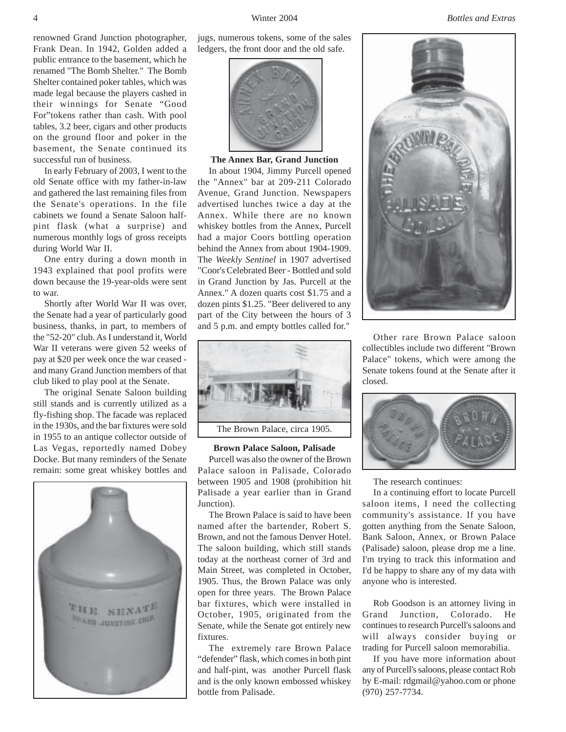renowned Grand Junction photographer, Frank Dean. In 1942, Golden added a public entrance to the basement, which he renamed "The Bomb Shelter." The Bomb Shelter contained poker tables, which was made legal because the players cashed in their winnings for Senate "Good For" tokens rather than cash. With pool tables, 3.2 beer, cigars and other products on the ground floor and poker in the basement, the Senate continued its successful run of business.

In early February of 2003, I went to the old Senate office with my father-in-law and gathered the last remaining files from the Senate's operations. In the file cabinets we found a Senate Saloon half-pint flask (what a surprise) and numerous monthly logs of gross receipts during World War II.

One entry during a down month in 1943 explained that pool profits were down because the 19-year-olds were sent to war.

Shortly after World War II was over, the Senate had a year of particularly good business, thanks, in part, to members of the "52-20" club. As I understand it, World War II veterans were given 52 weeks of pay at $20 per week once the war ceased - and many Grand Junction members of that club liked to play pool at the Senate.

The original Senate Saloon building still stands and is currently utilized as a fly-fishing shop. The facade was replaced in the 1930s, and the bar fixtures were sold in 1955 to an antique collector outside of Las Vegas, reportedly named Dobey Docke. But many reminders of the Senate remain: some great whiskey bottles and jugs, numerous tokens, some of the sales ledgers, the front door and the old safe.

**The Annex Bar, Grand Junction**

In about 1904, Jimmy Purcell opened the "Annex" bar at 209-211 Colorado Avenue, Grand Junction. Newspapers advertised lunches twice a day at the Annex. While there are no known whiskey bottles from the Annex, Purcell had a major Coors bottling operation behind the Annex from about 1904-1909. The *Weekly Sentinel* in 1907 advertised "Coor's Celebrated Beer - Bottled and sold in Grand Junction by Jas. Purcell at the Annex." A dozen quarts cost $1.75 and a dozen pints $1.25. "Beer delivered to any part of the City between the hours of 3 and 5 p.m. and empty bottles called for."

The Brown Palace, circa 1905.

**Brown Palace Saloon, Palisade**

Purcell was also the owner of the Brown Palace saloon in Palisade, Colorado between 1905 and 1908 (prohibition hit Palisade a year earlier than in Grand Junction).

The Brown Palace is said to have been named after the bartender, Robert S. Brown, and not the famous Denver Hotel. The saloon building, which still stands today at the northeast corner of 3rd and Main Street, was completed in October, 1905. Thus, the Brown Palace was only open for three years. The Brown Palace bar fixtures, which were installed in October, 1905, originated from the Senate, while the Senate got entirely new fixtures.

The extremely rare Brown Palace "defender" flask, which comes in both pint and half-pint, was another Purcell flask and is the only known embossed whiskey bottle from Palisade.

Other rare Brown Palace saloon collectibles include two different "Brown Palace" tokens, which were among the Senate tokens found at the Senate after it closed.

The research continues:

In a continuing effort to locate Purcell saloon items, I need the collecting community's assistance. If you have gotten anything from the Senate Saloon, Bank Saloon, Annex, or Brown Palace (Palisade) saloon, please drop me a line. I'm trying to track this information and I'd be happy to share any of my data with anyone who is interested.

Rob Goodson is an attorney living in Grand Junction, Colorado. He continues to research Purcell's saloons and will always consider buying or trading for Purcell saloon memorabilia.

If you have more information about any of Purcell's saloons, please contact Rob by E-mail: rdgmail@yahoo.com or phone (970) 257-7734.